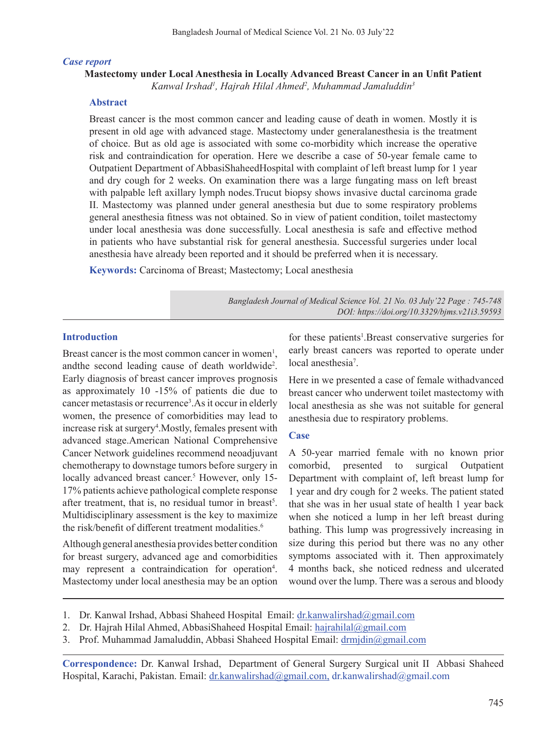*Case report*

# Mastectomy under Local Anesthesia in Locally Advanced Breast Cancer in an Unfit Patient

*Kanwal Irshad[1], Hajrah Hilal Ahmed[2], Muhammad Jamaluddin[3]*

## Abstract

Breast cancer is the most common cancer and leading cause of death in women. Mostly it is present in old age with advanced stage. Mastectomy under generalanesthesia is the treatment of choice. But as old age is associated with some co-morbidity which increase the operative risk and contraindication for operation. Here we describe a case of 50-year female came to Outpatient Department of AbbasiShaheedHospital with complaint of left breast lump for 1 year and dry cough for 2 weeks. On examination there was a large fungating mass on left breast with palpable left axillary lymph nodes.Trucut biopsy shows invasive ductal carcinoma grade II. Mastectomy was planned under general anesthesia but due to some respiratory problems general anesthesia fitness was not obtained. So in view of patient condition, toilet mastectomy under local anesthesia was done successfully. Local anesthesia is safe and effective method in patients who have substantial risk for general anesthesia. Successful surgeries under local anesthesia have already been reported and it should be preferred when it is necessary.

**Keywords:** Carcinoma of Breast; Mastectomy; Local anesthesia

*Bangladesh Journal of Medical Science Vol. 21 No. 03 July'22 Page : 745-748*
*DOI: https://doi.org/10.3329/bjms.v21i3.59593*

## Introduction

Breast cancer is the most common cancer in women[1], andthe second leading cause of death worldwide[2]. Early diagnosis of breast cancer improves prognosis as approximately 10 -15% of patients die due to cancer metastasis or recurrence[3].As it occur in elderly women, the presence of comorbidities may lead to increase risk at surgery[4].Mostly, females present with advanced stage.American National Comprehensive Cancer Network guidelines recommend neoadjuvant chemotherapy to downstage tumors before surgery in locally advanced breast cancer.[5] However, only 15-17% patients achieve pathological complete response after treatment, that is, no residual tumor in breast[5]. Multidisciplinary assessment is the key to maximize the risk/benefit of different treatment modalities.[6]

Although general anesthesia provides better condition for breast surgery, advanced age and comorbidities may represent a contraindication for operation[4]. Mastectomy under local anesthesia may be an option for these patients[1].Breast conservative surgeries for early breast cancers was reported to operate under local anesthesia[7].

Here in we presented a case of female withadvanced breast cancer who underwent toilet mastectomy with local anesthesia as she was not suitable for general anesthesia due to respiratory problems.

## Case

A 50-year married female with no known prior comorbid, presented to surgical Outpatient Department with complaint of, left breast lump for 1 year and dry cough for 2 weeks. The patient stated that she was in her usual state of health 1 year back when she noticed a lump in her left breast during bathing. This lump was progressively increasing in size during this period but there was no any other symptoms associated with it. Then approximately 4 months back, she noticed redness and ulcerated wound over the lump. There was a serous and bloody

---

1. Dr. Kanwal Irshad, Abbasi Shaheed Hospital Email: dr.kanwalirshad@gmail.com
2. Dr. Hajrah Hilal Ahmed, AbbasiShaheed Hospital Email: hajrahilal@gmail.com
3. Prof. Muhammad Jamaluddin, Abbasi Shaheed Hospital Email: drmjdin@gmail.com

**Correspondence:** Dr. Kanwal Irshad, Department of General Surgery Surgical unit II Abbasi Shaheed Hospital, Karachi, Pakistan. Email: dr.kanwalirshad@gmail.com, dr.kanwalirshad@gmail.com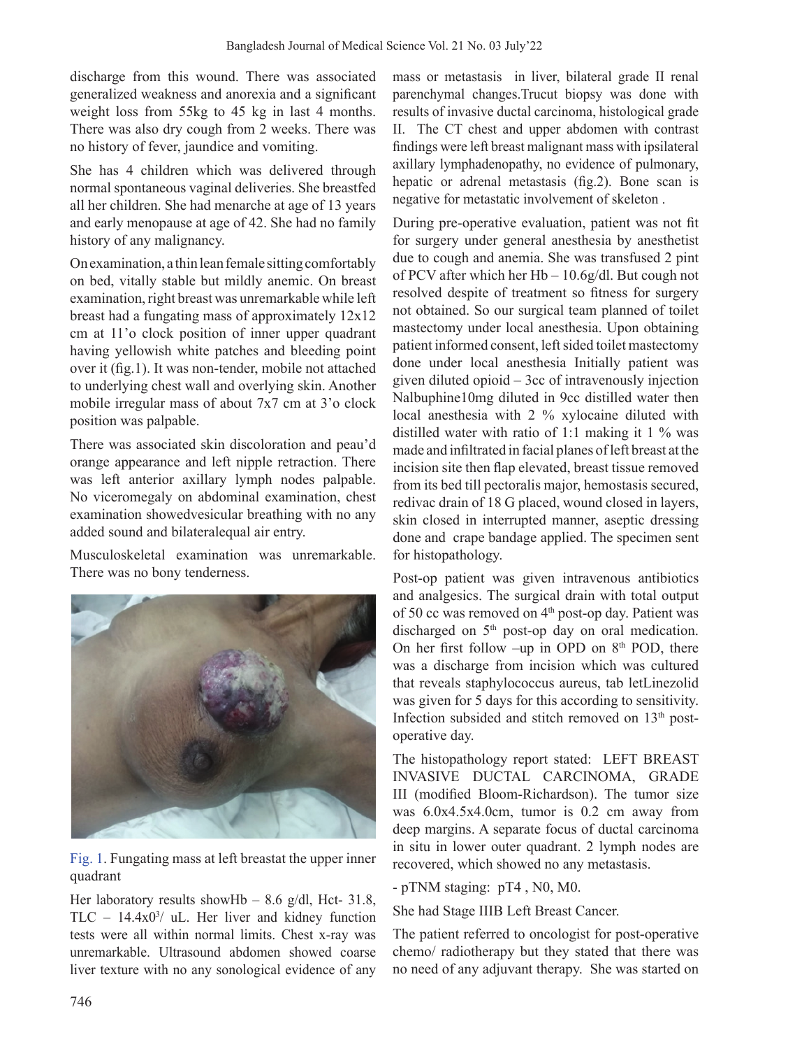discharge from this wound. There was associated generalized weakness and anorexia and a significant weight loss from 55kg to 45 kg in last 4 months. There was also dry cough from 2 weeks. There was no history of fever, jaundice and vomiting.

She has 4 children which was delivered through normal spontaneous vaginal deliveries. She breastfed all her children. She had menarche at age of 13 years and early menopause at age of 42. She had no family history of any malignancy.

On examination, a thin lean female sitting comfortably on bed, vitally stable but mildly anemic. On breast examination, right breast was unremarkable while left breast had a fungating mass of approximately 12x12 cm at 11'o clock position of inner upper quadrant having yellowish white patches and bleeding point over it (fig.1). It was non-tender, mobile not attached to underlying chest wall and overlying skin. Another mobile irregular mass of about 7x7 cm at 3'o clock position was palpable.

There was associated skin discoloration and peau'd orange appearance and left nipple retraction. There was left anterior axillary lymph nodes palpable. No viceromegaly on abdominal examination, chest examination showedvesicular breathing with no any added sound and bilateralequal air entry.

Musculoskeletal examination was unremarkable. There was no bony tenderness.

Fig. 1. Fungating mass at left breastat the upper inner quadrant

Her laboratory results showHb – 8.6 g/dl, Hct- 31.8, TLC – $14.4x0^3$/ uL. Her liver and kidney function tests were all within normal limits. Chest x-ray was unremarkable. Ultrasound abdomen showed coarse liver texture with no any sonological evidence of any mass or metastasis in liver, bilateral grade II renal parenchymal changes.Trucut biopsy was done with results of invasive ductal carcinoma, histological grade II. The CT chest and upper abdomen with contrast findings were left breast malignant mass with ipsilateral axillary lymphadenopathy, no evidence of pulmonary, hepatic or adrenal metastasis (fig.2). Bone scan is negative for metastatic involvement of skeleton .

During pre-operative evaluation, patient was not fit for surgery under general anesthesia by anesthetist due to cough and anemia. She was transfused 2 pint of PCV after which her Hb – 10.6g/dl. But cough not resolved despite of treatment so fitness for surgery not obtained. So our surgical team planned of toilet mastectomy under local anesthesia. Upon obtaining patient informed consent, left sided toilet mastectomy done under local anesthesia Initially patient was given diluted opioid – 3cc of intravenously injection Nalbuphine10mg diluted in 9cc distilled water then local anesthesia with 2 % xylocaine diluted with distilled water with ratio of 1:1 making it 1 % was made and infiltrated in facial planes of left breast at the incision site then flap elevated, breast tissue removed from its bed till pectoralis major, hemostasis secured, redivac drain of 18 G placed, wound closed in layers, skin closed in interrupted manner, aseptic dressing done and crape bandage applied. The specimen sent for histopathology.

Post-op patient was given intravenous antibiotics and analgesics. The surgical drain with total output of 50 cc was removed on 4th post-op day. Patient was discharged on 5th post-op day on oral medication. On her first follow –up in OPD on 8th POD, there was a discharge from incision which was cultured that reveals staphylococcus aureus, tab letLinezolid was given for 5 days for this according to sensitivity. Infection subsided and stitch removed on 13th post-operative day.

The histopathology report stated: LEFT BREAST INVASIVE DUCTAL CARCINOMA, GRADE III (modified Bloom-Richardson). The tumor size was 6.0x4.5x4.0cm, tumor is 0.2 cm away from deep margins. A separate focus of ductal carcinoma in situ in lower outer quadrant. 2 lymph nodes are recovered, which showed no any metastasis.

- pTNM staging: pT4 , N0, M0.

She had Stage IIIB Left Breast Cancer.

The patient referred to oncologist for post-operative chemo/ radiotherapy but they stated that there was no need of any adjuvant therapy. She was started on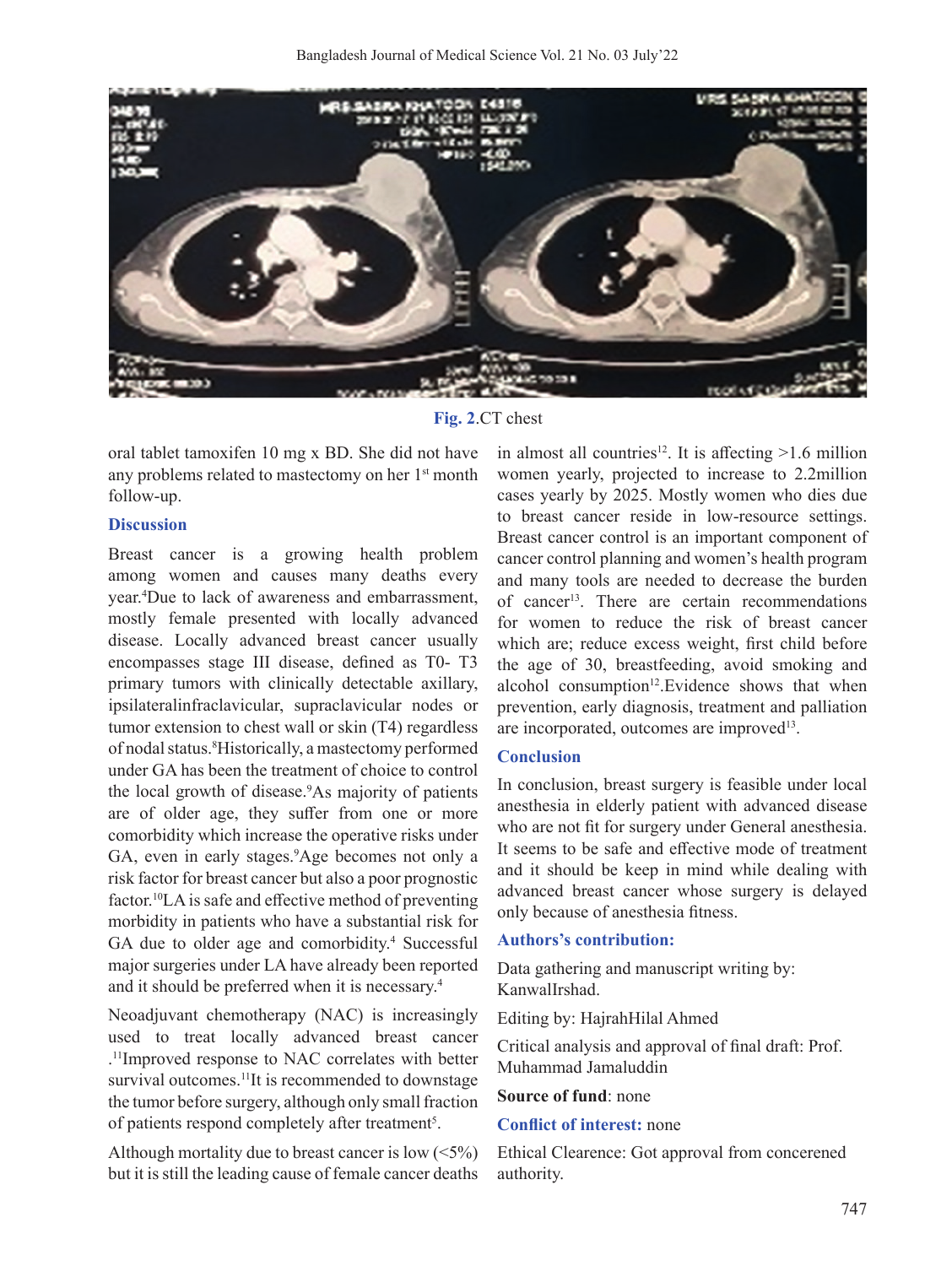Fig. 2.CT chest

oral tablet tamoxifen 10 mg x BD. She did not have any problems related to mastectomy on her 1st month follow-up.

## Discussion

Breast cancer is a growing health problem among women and causes many deaths every year.[4]Due to lack of awareness and embarrassment, mostly female presented with locally advanced disease. Locally advanced breast cancer usually encompasses stage III disease, defined as T0- T3 primary tumors with clinically detectable axillary, ipsilateralinfraclavicular, supraclavicular nodes or tumor extension to chest wall or skin (T4) regardless of nodal status.[8]Historically, a mastectomy performed under GA has been the treatment of choice to control the local growth of disease.[9]As majority of patients are of older age, they suffer from one or more comorbidity which increase the operative risks under GA, even in early stages.[9]Age becomes not only a risk factor for breast cancer but also a poor prognostic factor.[10]LA is safe and effective method of preventing morbidity in patients who have a substantial risk for GA due to older age and comorbidity.[4] Successful major surgeries under LA have already been reported and it should be preferred when it is necessary.[4]

Neoadjuvant chemotherapy (NAC) is increasingly used to treat locally advanced breast cancer .[11]Improved response to NAC correlates with better survival outcomes.[11]It is recommended to downstage the tumor before surgery, although only small fraction of patients respond completely after treatment[5].

Although mortality due to breast cancer is low (<5%) but it is still the leading cause of female cancer deaths in almost all countries[12]. It is affecting >1.6 million women yearly, projected to increase to 2.2million cases yearly by 2025. Mostly women who dies due to breast cancer reside in low-resource settings. Breast cancer control is an important component of cancer control planning and women's health program and many tools are needed to decrease the burden of cancer[13]. There are certain recommendations for women to reduce the risk of breast cancer which are; reduce excess weight, first child before the age of 30, breastfeeding, avoid smoking and alcohol consumption[12].Evidence shows that when prevention, early diagnosis, treatment and palliation are incorporated, outcomes are improved[13].

## Conclusion

In conclusion, breast surgery is feasible under local anesthesia in elderly patient with advanced disease who are not fit for surgery under General anesthesia. It seems to be safe and effective mode of treatment and it should be keep in mind while dealing with advanced breast cancer whose surgery is delayed only because of anesthesia fitness.

## Authors's contribution:

Data gathering and manuscript writing by: KanwalIrshad.

Editing by: HajrahHilal Ahmed

Critical analysis and approval of final draft: Prof. Muhammad Jamaluddin

**Source of fund**: none

**Conflict of interest:** none

Ethical Clearence: Got approval from concerened authority.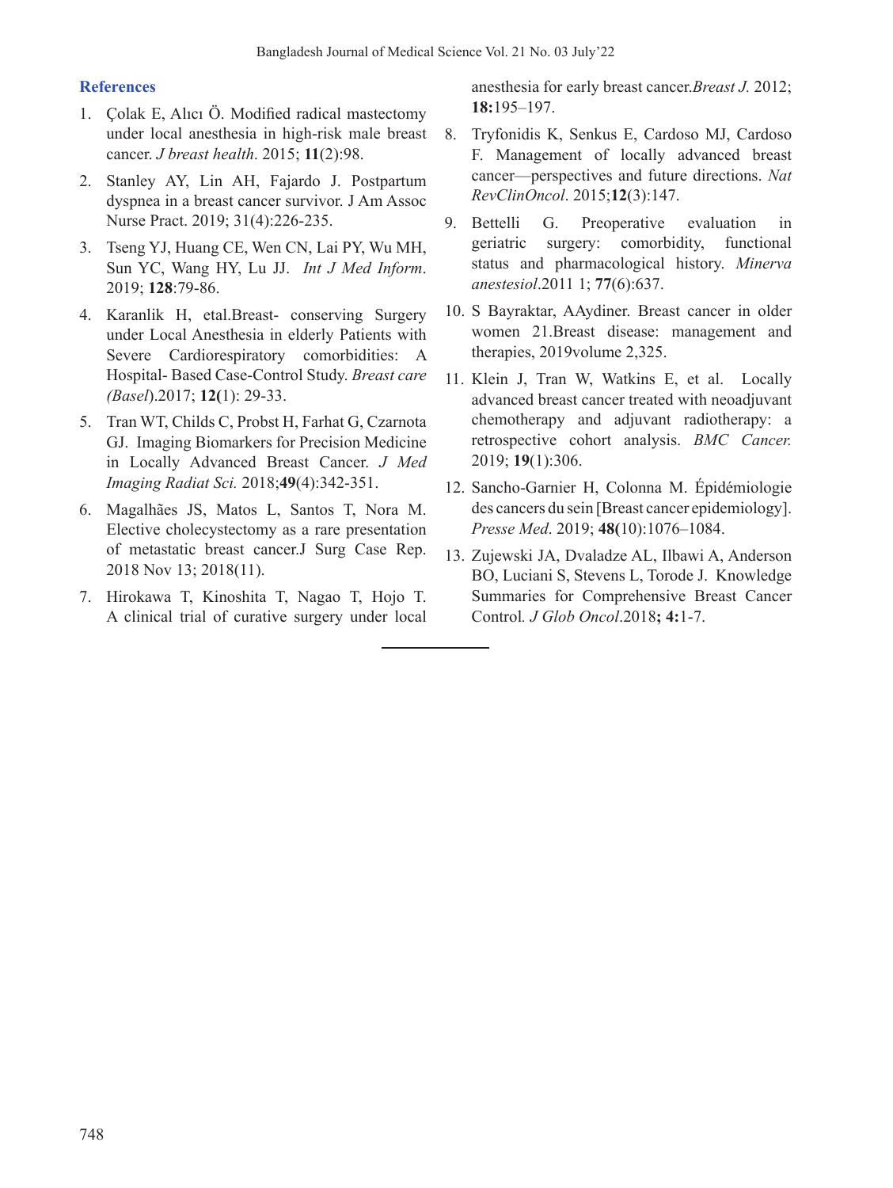## References

1. Çolak E, Alıcı Ö. Modified radical mastectomy under local anesthesia in high-risk male breast cancer. *J breast health*. 2015; **11**(2):98.
2. Stanley AY, Lin AH, Fajardo J. Postpartum dyspnea in a breast cancer survivor. J Am Assoc Nurse Pract. 2019; 31(4):226-235.
3. Tseng YJ, Huang CE, Wen CN, Lai PY, Wu MH, Sun YC, Wang HY, Lu JJ. *Int J Med Inform*. 2019; **128**:79-86.
4. Karanlik H, etal.Breast- conserving Surgery under Local Anesthesia in elderly Patients with Severe Cardiorespiratory comorbidities: A Hospital- Based Case-Control Study. *Breast care (Basel*).2017; **12(**1): 29-33.
5. Tran WT, Childs C, Probst H, Farhat G, Czarnota GJ. Imaging Biomarkers for Precision Medicine in Locally Advanced Breast Cancer. *J Med Imaging Radiat Sci.* 2018;**49**(4):342-351.
6. Magalhães JS, Matos L, Santos T, Nora M. Elective cholecystectomy as a rare presentation of metastatic breast cancer.J Surg Case Rep. 2018 Nov 13; 2018(11).
7. Hirokawa T, Kinoshita T, Nagao T, Hojo T. A clinical trial of curative surgery under local anesthesia for early breast cancer.*Breast J.* 2012; **18:**195–197.
8. Tryfonidis K, Senkus E, Cardoso MJ, Cardoso F. Management of locally advanced breast cancer—perspectives and future directions. *Nat RevClinOncol*. 2015;**12**(3):147.
9. Bettelli G. Preoperative evaluation in geriatric surgery: comorbidity, functional status and pharmacological history. *Minerva anestesiol*.2011 1; **77**(6):637.
10. S Bayraktar, AAydiner. Breast cancer in older women 21.Breast disease: management and therapies, 2019volume 2,325.
11. Klein J, Tran W, Watkins E, et al. Locally advanced breast cancer treated with neoadjuvant chemotherapy and adjuvant radiotherapy: a retrospective cohort analysis. *BMC Cancer.* 2019; **19**(1):306.
12. Sancho-Garnier H, Colonna M. Épidémiologie des cancers du sein [Breast cancer epidemiology]. *Presse Med*. 2019; **48(**10):1076–1084.
13. Zujewski JA, Dvaladze AL, Ilbawi A, Anderson BO, Luciani S, Stevens L, Torode J. Knowledge Summaries for Comprehensive Breast Cancer Control. *J Glob Oncol*.2018**; 4:**1-7.